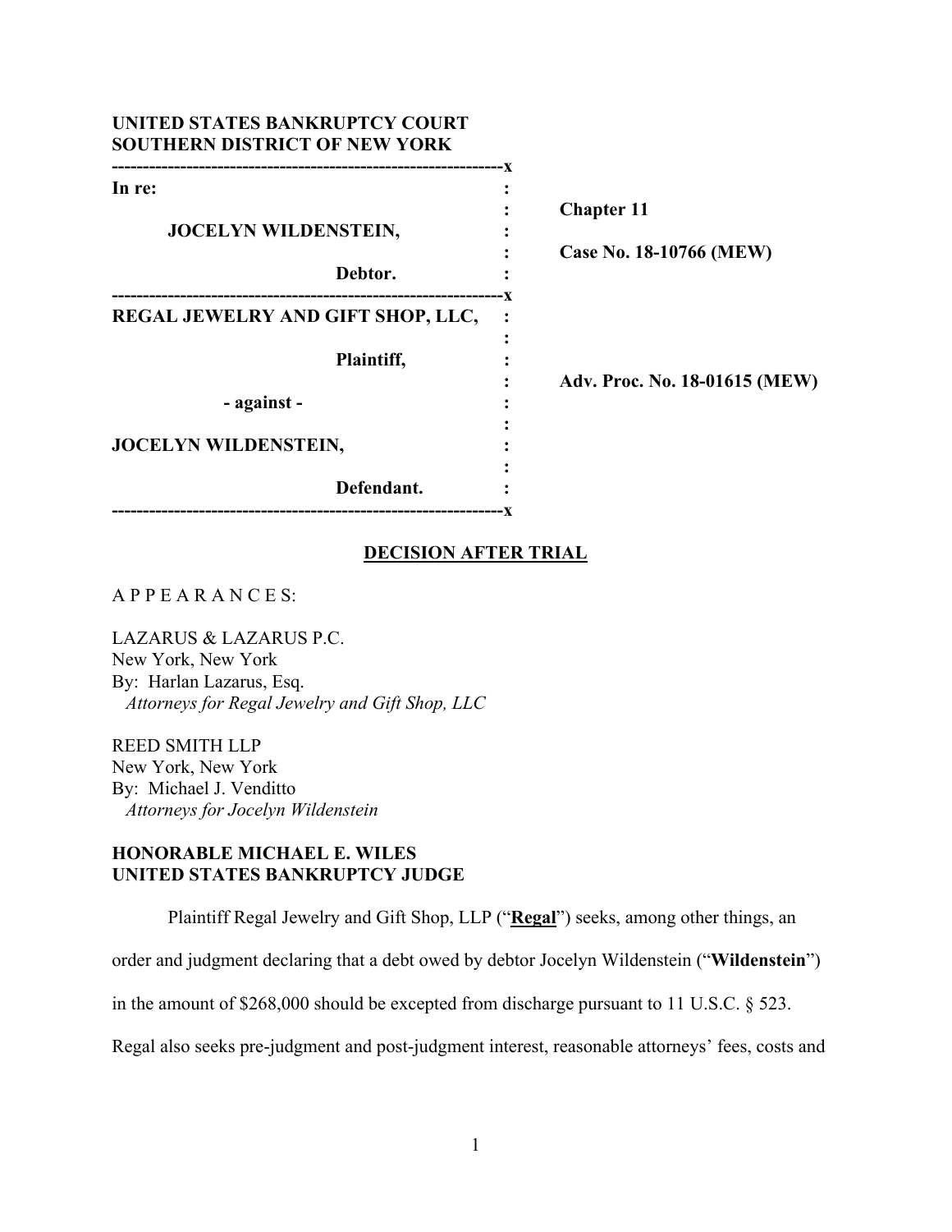**UNITED STATES BANKRUPTCY COURT**
**SOUTHERN DISTRICT OF NEW YORK**

| | |
|---|---|
| **In re:** | |
| **JOCELYN WILDENSTEIN,** | **Chapter 11** |
| **Debtor.** | **Case No. 18-10766 (MEW)** |
| **REGAL JEWELRY AND GIFT SHOP, LLC,** | |
| **Plaintiff,** | **Adv. Proc. No. 18-01615 (MEW)** |
| **- against -** | |
| **JOCELYN WILDENSTEIN,** | |
| **Defendant.** | |

## DECISION AFTER TRIAL

A P P E A R A N C E S:

LAZARUS & LAZARUS P.C.
New York, New York
By: Harlan Lazarus, Esq.
*Attorneys for Regal Jewelry and Gift Shop, LLC*

REED SMITH LLP
New York, New York
By: Michael J. Venditto
*Attorneys for Jocelyn Wildenstein*

**HONORABLE MICHAEL E. WILES**
**UNITED STATES BANKRUPTCY JUDGE**

Plaintiff Regal Jewelry and Gift Shop, LLP ("**Regal**") seeks, among other things, an order and judgment declaring that a debt owed by debtor Jocelyn Wildenstein ("**Wildenstein**") in the amount of $268,000 should be excepted from discharge pursuant to 11 U.S.C. § 523. Regal also seeks pre-judgment and post-judgment interest, reasonable attorneys' fees, costs and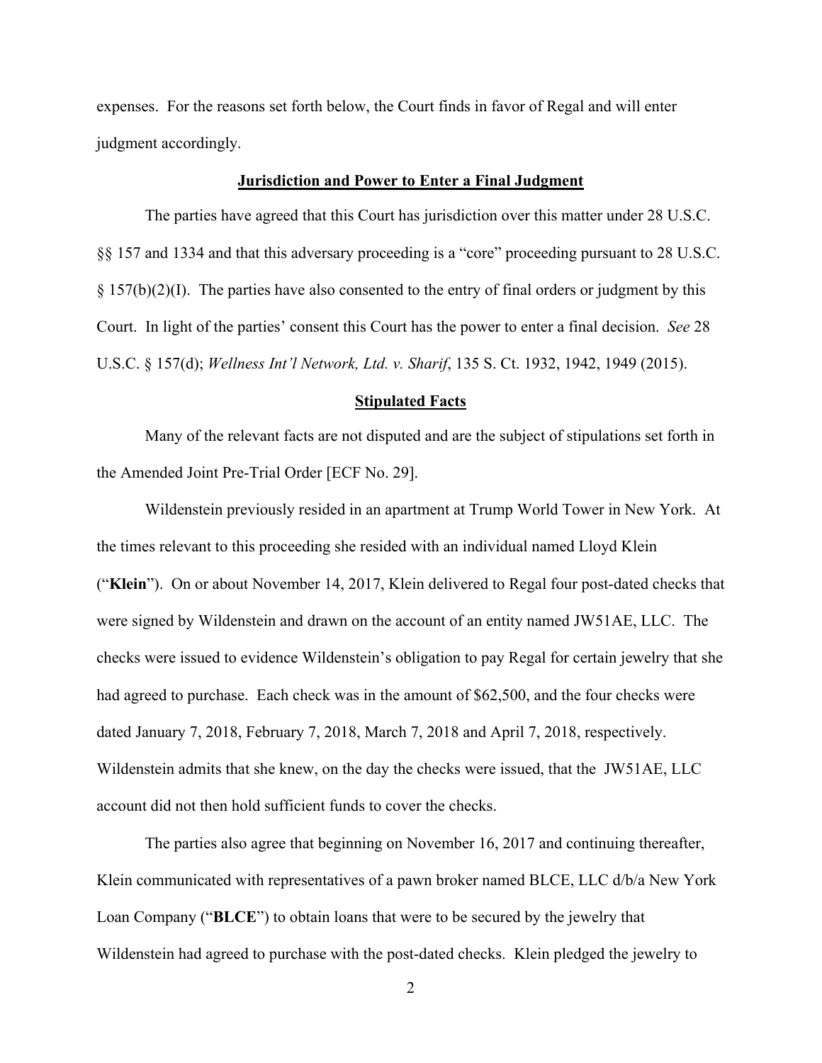expenses. For the reasons set forth below, the Court finds in favor of Regal and will enter judgment accordingly.

## Jurisdiction and Power to Enter a Final Judgment

The parties have agreed that this Court has jurisdiction over this matter under 28 U.S.C. §§ 157 and 1334 and that this adversary proceeding is a "core" proceeding pursuant to 28 U.S.C. § 157(b)(2)(I). The parties have also consented to the entry of final orders or judgment by this Court. In light of the parties' consent this Court has the power to enter a final decision. *See* 28 U.S.C. § 157(d); *Wellness Int'l Network, Ltd. v. Sharif*, 135 S. Ct. 1932, 1942, 1949 (2015).

## Stipulated Facts

Many of the relevant facts are not disputed and are the subject of stipulations set forth in the Amended Joint Pre-Trial Order [ECF No. 29].

Wildenstein previously resided in an apartment at Trump World Tower in New York. At the times relevant to this proceeding she resided with an individual named Lloyd Klein ("**Klein**"). On or about November 14, 2017, Klein delivered to Regal four post-dated checks that were signed by Wildenstein and drawn on the account of an entity named JW51AE, LLC. The checks were issued to evidence Wildenstein's obligation to pay Regal for certain jewelry that she had agreed to purchase. Each check was in the amount of $62,500, and the four checks were dated January 7, 2018, February 7, 2018, March 7, 2018 and April 7, 2018, respectively. Wildenstein admits that she knew, on the day the checks were issued, that the JW51AE, LLC account did not then hold sufficient funds to cover the checks.

The parties also agree that beginning on November 16, 2017 and continuing thereafter, Klein communicated with representatives of a pawn broker named BLCE, LLC d/b/a New York Loan Company ("**BLCE**") to obtain loans that were to be secured by the jewelry that Wildenstein had agreed to purchase with the post-dated checks. Klein pledged the jewelry to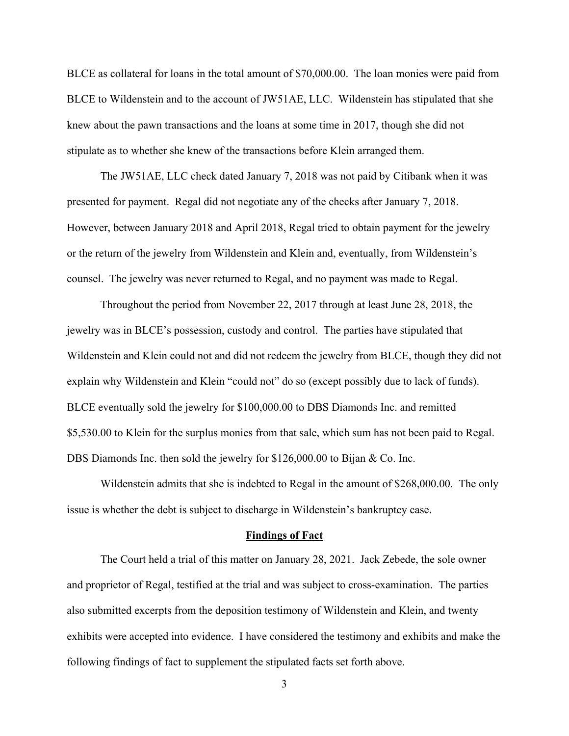BLCE as collateral for loans in the total amount of $70,000.00. The loan monies were paid from BLCE to Wildenstein and to the account of JW51AE, LLC. Wildenstein has stipulated that she knew about the pawn transactions and the loans at some time in 2017, though she did not stipulate as to whether she knew of the transactions before Klein arranged them.

The JW51AE, LLC check dated January 7, 2018 was not paid by Citibank when it was presented for payment. Regal did not negotiate any of the checks after January 7, 2018. However, between January 2018 and April 2018, Regal tried to obtain payment for the jewelry or the return of the jewelry from Wildenstein and Klein and, eventually, from Wildenstein's counsel. The jewelry was never returned to Regal, and no payment was made to Regal.

Throughout the period from November 22, 2017 through at least June 28, 2018, the jewelry was in BLCE's possession, custody and control. The parties have stipulated that Wildenstein and Klein could not and did not redeem the jewelry from BLCE, though they did not explain why Wildenstein and Klein "could not" do so (except possibly due to lack of funds). BLCE eventually sold the jewelry for $100,000.00 to DBS Diamonds Inc. and remitted $5,530.00 to Klein for the surplus monies from that sale, which sum has not been paid to Regal. DBS Diamonds Inc. then sold the jewelry for $126,000.00 to Bijan & Co. Inc.

Wildenstein admits that she is indebted to Regal in the amount of $268,000.00. The only issue is whether the debt is subject to discharge in Wildenstein's bankruptcy case.

## Findings of Fact

The Court held a trial of this matter on January 28, 2021. Jack Zebede, the sole owner and proprietor of Regal, testified at the trial and was subject to cross-examination. The parties also submitted excerpts from the deposition testimony of Wildenstein and Klein, and twenty exhibits were accepted into evidence. I have considered the testimony and exhibits and make the following findings of fact to supplement the stipulated facts set forth above.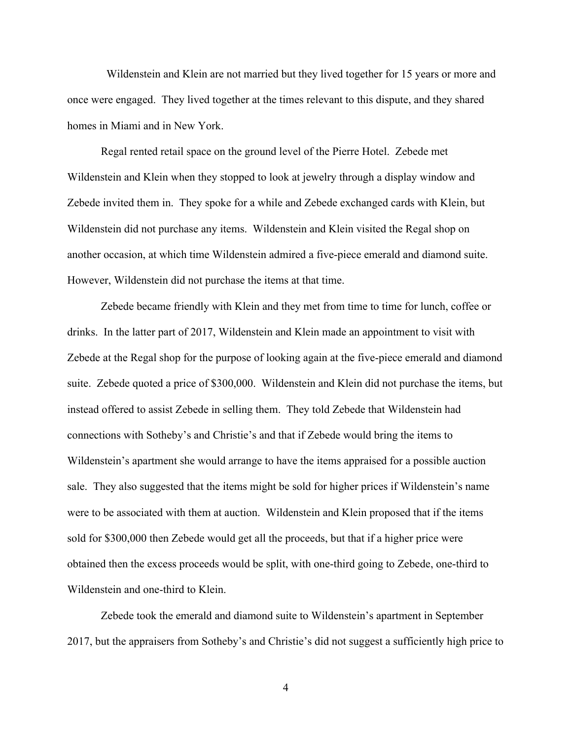Wildenstein and Klein are not married but they lived together for 15 years or more and once were engaged. They lived together at the times relevant to this dispute, and they shared homes in Miami and in New York.

Regal rented retail space on the ground level of the Pierre Hotel. Zebede met Wildenstein and Klein when they stopped to look at jewelry through a display window and Zebede invited them in. They spoke for a while and Zebede exchanged cards with Klein, but Wildenstein did not purchase any items. Wildenstein and Klein visited the Regal shop on another occasion, at which time Wildenstein admired a five-piece emerald and diamond suite. However, Wildenstein did not purchase the items at that time.

Zebede became friendly with Klein and they met from time to time for lunch, coffee or drinks. In the latter part of 2017, Wildenstein and Klein made an appointment to visit with Zebede at the Regal shop for the purpose of looking again at the five-piece emerald and diamond suite. Zebede quoted a price of $300,000. Wildenstein and Klein did not purchase the items, but instead offered to assist Zebede in selling them. They told Zebede that Wildenstein had connections with Sotheby's and Christie's and that if Zebede would bring the items to Wildenstein's apartment she would arrange to have the items appraised for a possible auction sale. They also suggested that the items might be sold for higher prices if Wildenstein's name were to be associated with them at auction. Wildenstein and Klein proposed that if the items sold for $300,000 then Zebede would get all the proceeds, but that if a higher price were obtained then the excess proceeds would be split, with one-third going to Zebede, one-third to Wildenstein and one-third to Klein.

Zebede took the emerald and diamond suite to Wildenstein's apartment in September 2017, but the appraisers from Sotheby's and Christie's did not suggest a sufficiently high price to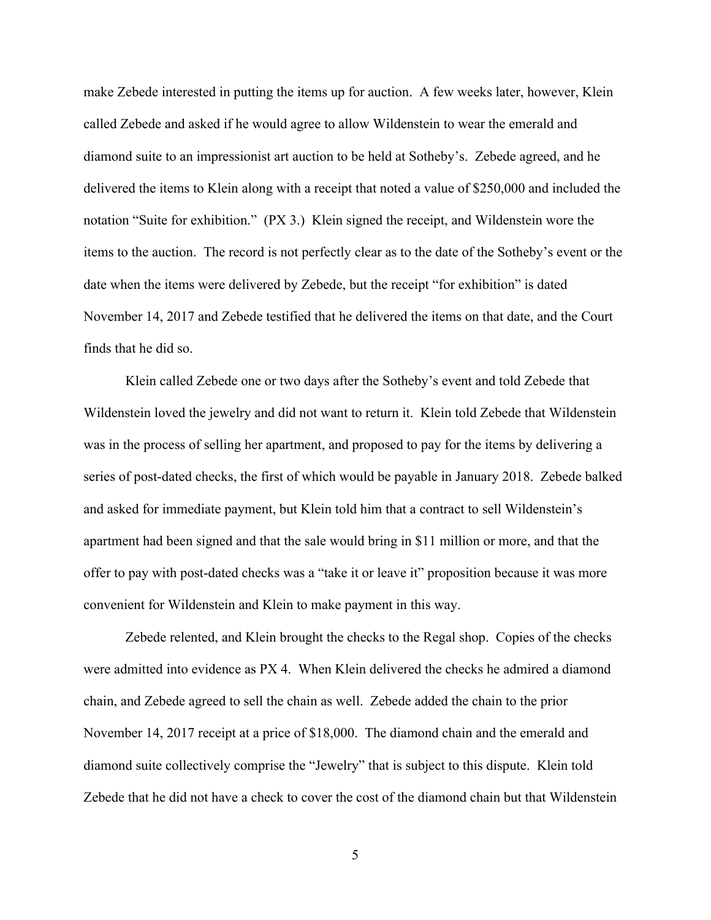make Zebede interested in putting the items up for auction. A few weeks later, however, Klein called Zebede and asked if he would agree to allow Wildenstein to wear the emerald and diamond suite to an impressionist art auction to be held at Sotheby's. Zebede agreed, and he delivered the items to Klein along with a receipt that noted a value of $250,000 and included the notation "Suite for exhibition." (PX 3.) Klein signed the receipt, and Wildenstein wore the items to the auction. The record is not perfectly clear as to the date of the Sotheby's event or the date when the items were delivered by Zebede, but the receipt "for exhibition" is dated November 14, 2017 and Zebede testified that he delivered the items on that date, and the Court finds that he did so.

Klein called Zebede one or two days after the Sotheby's event and told Zebede that Wildenstein loved the jewelry and did not want to return it. Klein told Zebede that Wildenstein was in the process of selling her apartment, and proposed to pay for the items by delivering a series of post-dated checks, the first of which would be payable in January 2018. Zebede balked and asked for immediate payment, but Klein told him that a contract to sell Wildenstein's apartment had been signed and that the sale would bring in $11 million or more, and that the offer to pay with post-dated checks was a "take it or leave it" proposition because it was more convenient for Wildenstein and Klein to make payment in this way.

Zebede relented, and Klein brought the checks to the Regal shop. Copies of the checks were admitted into evidence as PX 4. When Klein delivered the checks he admired a diamond chain, and Zebede agreed to sell the chain as well. Zebede added the chain to the prior November 14, 2017 receipt at a price of $18,000. The diamond chain and the emerald and diamond suite collectively comprise the "Jewelry" that is subject to this dispute. Klein told Zebede that he did not have a check to cover the cost of the diamond chain but that Wildenstein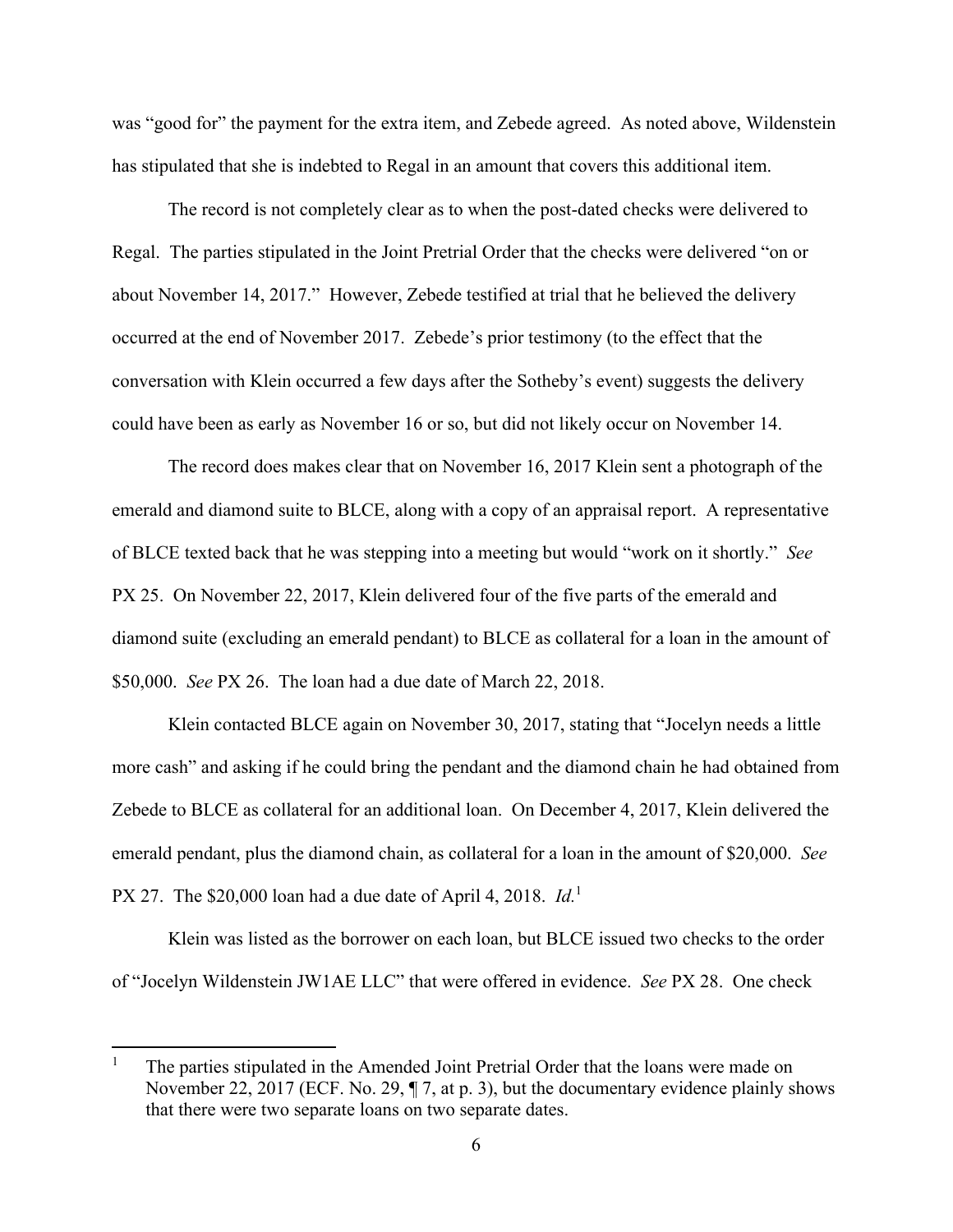was "good for" the payment for the extra item, and Zebede agreed. As noted above, Wildenstein has stipulated that she is indebted to Regal in an amount that covers this additional item.

The record is not completely clear as to when the post-dated checks were delivered to Regal. The parties stipulated in the Joint Pretrial Order that the checks were delivered "on or about November 14, 2017." However, Zebede testified at trial that he believed the delivery occurred at the end of November 2017. Zebede's prior testimony (to the effect that the conversation with Klein occurred a few days after the Sotheby's event) suggests the delivery could have been as early as November 16 or so, but did not likely occur on November 14.

The record does makes clear that on November 16, 2017 Klein sent a photograph of the emerald and diamond suite to BLCE, along with a copy of an appraisal report. A representative of BLCE texted back that he was stepping into a meeting but would "work on it shortly." *See* PX 25. On November 22, 2017, Klein delivered four of the five parts of the emerald and diamond suite (excluding an emerald pendant) to BLCE as collateral for a loan in the amount of $50,000. *See* PX 26. The loan had a due date of March 22, 2018.

Klein contacted BLCE again on November 30, 2017, stating that "Jocelyn needs a little more cash" and asking if he could bring the pendant and the diamond chain he had obtained from Zebede to BLCE as collateral for an additional loan. On December 4, 2017, Klein delivered the emerald pendant, plus the diamond chain, as collateral for a loan in the amount of $20,000. *See* PX 27. The $20,000 loan had a due date of April 4, 2018. *Id.*[1]

Klein was listed as the borrower on each loan, but BLCE issued two checks to the order of "Jocelyn Wildenstein JW1AE LLC" that were offered in evidence. *See* PX 28. One check

---

[1] The parties stipulated in the Amended Joint Pretrial Order that the loans were made on November 22, 2017 (ECF. No. 29, ¶ 7, at p. 3), but the documentary evidence plainly shows that there were two separate loans on two separate dates.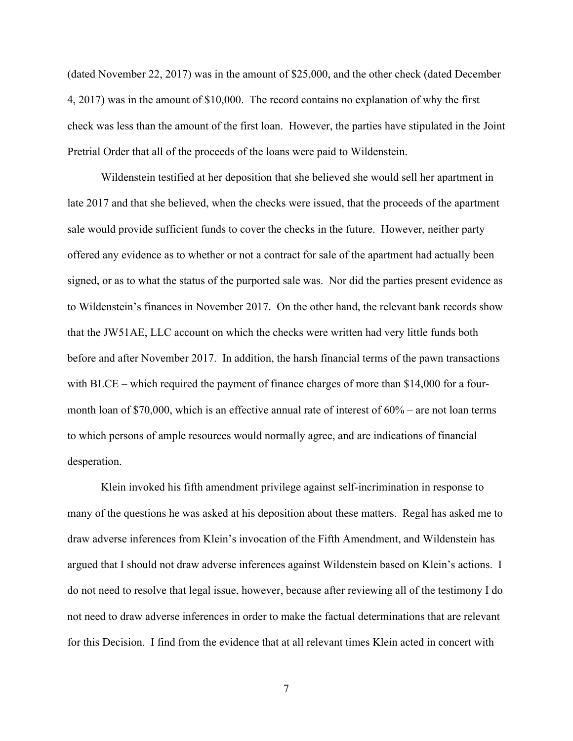(dated November 22, 2017) was in the amount of $25,000, and the other check (dated December 4, 2017) was in the amount of $10,000. The record contains no explanation of why the first check was less than the amount of the first loan. However, the parties have stipulated in the Joint Pretrial Order that all of the proceeds of the loans were paid to Wildenstein.

Wildenstein testified at her deposition that she believed she would sell her apartment in late 2017 and that she believed, when the checks were issued, that the proceeds of the apartment sale would provide sufficient funds to cover the checks in the future. However, neither party offered any evidence as to whether or not a contract for sale of the apartment had actually been signed, or as to what the status of the purported sale was. Nor did the parties present evidence as to Wildenstein's finances in November 2017. On the other hand, the relevant bank records show that the JW51AE, LLC account on which the checks were written had very little funds both before and after November 2017. In addition, the harsh financial terms of the pawn transactions with BLCE – which required the payment of finance charges of more than $14,000 for a four-month loan of $70,000, which is an effective annual rate of interest of 60% – are not loan terms to which persons of ample resources would normally agree, and are indications of financial desperation.

Klein invoked his fifth amendment privilege against self-incrimination in response to many of the questions he was asked at his deposition about these matters. Regal has asked me to draw adverse inferences from Klein's invocation of the Fifth Amendment, and Wildenstein has argued that I should not draw adverse inferences against Wildenstein based on Klein's actions. I do not need to resolve that legal issue, however, because after reviewing all of the testimony I do not need to draw adverse inferences in order to make the factual determinations that are relevant for this Decision. I find from the evidence that at all relevant times Klein acted in concert with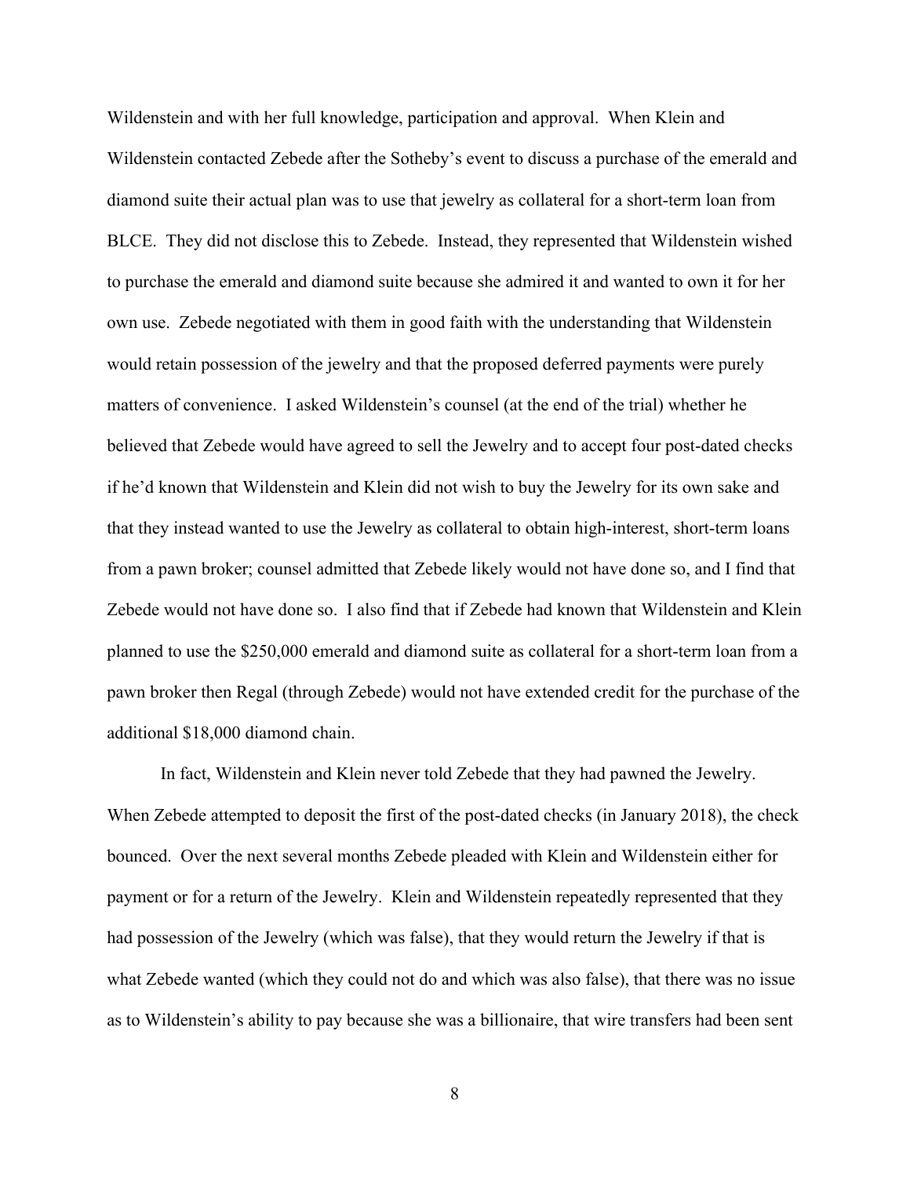Wildenstein and with her full knowledge, participation and approval. When Klein and Wildenstein contacted Zebede after the Sotheby's event to discuss a purchase of the emerald and diamond suite their actual plan was to use that jewelry as collateral for a short-term loan from BLCE. They did not disclose this to Zebede. Instead, they represented that Wildenstein wished to purchase the emerald and diamond suite because she admired it and wanted to own it for her own use. Zebede negotiated with them in good faith with the understanding that Wildenstein would retain possession of the jewelry and that the proposed deferred payments were purely matters of convenience. I asked Wildenstein's counsel (at the end of the trial) whether he believed that Zebede would have agreed to sell the Jewelry and to accept four post-dated checks if he'd known that Wildenstein and Klein did not wish to buy the Jewelry for its own sake and that they instead wanted to use the Jewelry as collateral to obtain high-interest, short-term loans from a pawn broker; counsel admitted that Zebede likely would not have done so, and I find that Zebede would not have done so. I also find that if Zebede had known that Wildenstein and Klein planned to use the $250,000 emerald and diamond suite as collateral for a short-term loan from a pawn broker then Regal (through Zebede) would not have extended credit for the purchase of the additional $18,000 diamond chain.

In fact, Wildenstein and Klein never told Zebede that they had pawned the Jewelry. When Zebede attempted to deposit the first of the post-dated checks (in January 2018), the check bounced. Over the next several months Zebede pleaded with Klein and Wildenstein either for payment or for a return of the Jewelry. Klein and Wildenstein repeatedly represented that they had possession of the Jewelry (which was false), that they would return the Jewelry if that is what Zebede wanted (which they could not do and which was also false), that there was no issue as to Wildenstein's ability to pay because she was a billionaire, that wire transfers had been sent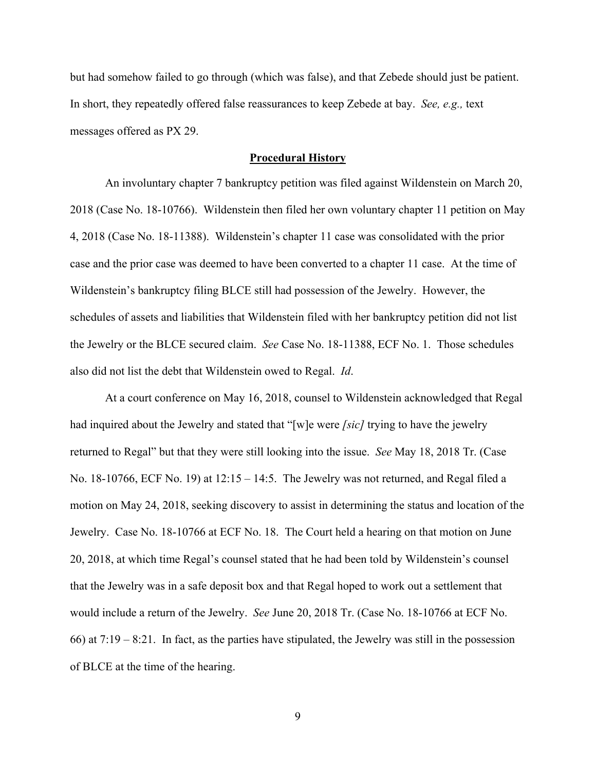but had somehow failed to go through (which was false), and that Zebede should just be patient. In short, they repeatedly offered false reassurances to keep Zebede at bay. *See, e.g.,* text messages offered as PX 29.

## **Procedural History**

An involuntary chapter 7 bankruptcy petition was filed against Wildenstein on March 20, 2018 (Case No. 18-10766). Wildenstein then filed her own voluntary chapter 11 petition on May 4, 2018 (Case No. 18-11388). Wildenstein's chapter 11 case was consolidated with the prior case and the prior case was deemed to have been converted to a chapter 11 case. At the time of Wildenstein's bankruptcy filing BLCE still had possession of the Jewelry. However, the schedules of assets and liabilities that Wildenstein filed with her bankruptcy petition did not list the Jewelry or the BLCE secured claim. *See* Case No. 18-11388, ECF No. 1. Those schedules also did not list the debt that Wildenstein owed to Regal. *Id*.

At a court conference on May 16, 2018, counsel to Wildenstein acknowledged that Regal had inquired about the Jewelry and stated that "[w]e were *[sic]* trying to have the jewelry returned to Regal" but that they were still looking into the issue. *See* May 18, 2018 Tr. (Case No. 18-10766, ECF No. 19) at 12:15 – 14:5. The Jewelry was not returned, and Regal filed a motion on May 24, 2018, seeking discovery to assist in determining the status and location of the Jewelry. Case No. 18-10766 at ECF No. 18. The Court held a hearing on that motion on June 20, 2018, at which time Regal's counsel stated that he had been told by Wildenstein's counsel that the Jewelry was in a safe deposit box and that Regal hoped to work out a settlement that would include a return of the Jewelry. *See* June 20, 2018 Tr. (Case No. 18-10766 at ECF No. 66) at 7:19 – 8:21. In fact, as the parties have stipulated, the Jewelry was still in the possession of BLCE at the time of the hearing.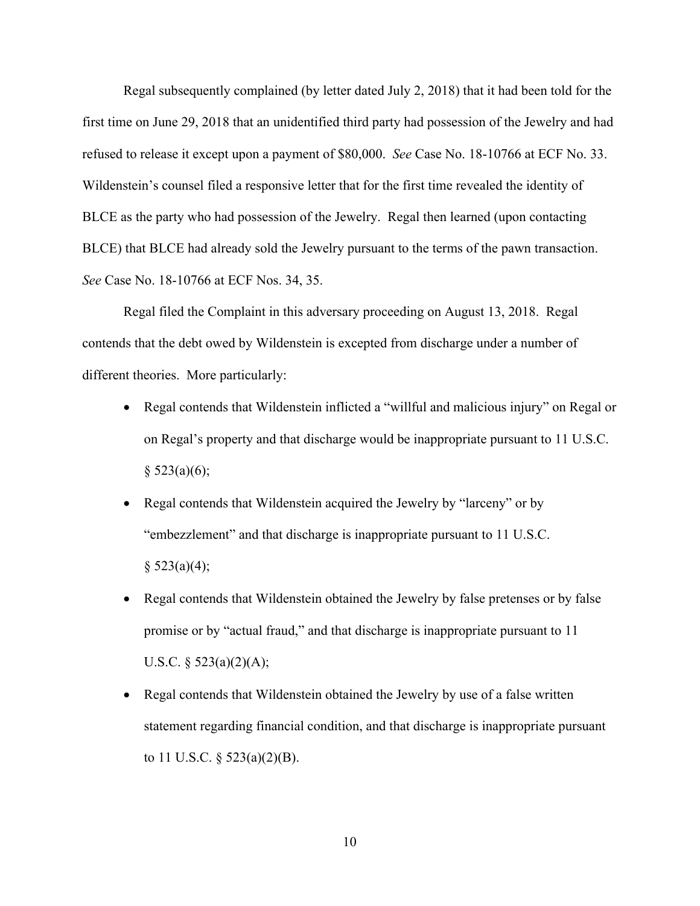Regal subsequently complained (by letter dated July 2, 2018) that it had been told for the first time on June 29, 2018 that an unidentified third party had possession of the Jewelry and had refused to release it except upon a payment of $80,000. *See* Case No. 18-10766 at ECF No. 33. Wildenstein's counsel filed a responsive letter that for the first time revealed the identity of BLCE as the party who had possession of the Jewelry. Regal then learned (upon contacting BLCE) that BLCE had already sold the Jewelry pursuant to the terms of the pawn transaction. *See* Case No. 18-10766 at ECF Nos. 34, 35.

Regal filed the Complaint in this adversary proceeding on August 13, 2018. Regal contends that the debt owed by Wildenstein is excepted from discharge under a number of different theories. More particularly:

- Regal contends that Wildenstein inflicted a "willful and malicious injury" on Regal or on Regal's property and that discharge would be inappropriate pursuant to 11 U.S.C. § 523(a)(6);
- Regal contends that Wildenstein acquired the Jewelry by "larceny" or by "embezzlement" and that discharge is inappropriate pursuant to 11 U.S.C. § 523(a)(4);
- Regal contends that Wildenstein obtained the Jewelry by false pretenses or by false promise or by "actual fraud," and that discharge is inappropriate pursuant to 11 U.S.C. § 523(a)(2)(A);
- Regal contends that Wildenstein obtained the Jewelry by use of a false written statement regarding financial condition, and that discharge is inappropriate pursuant to 11 U.S.C. § 523(a)(2)(B).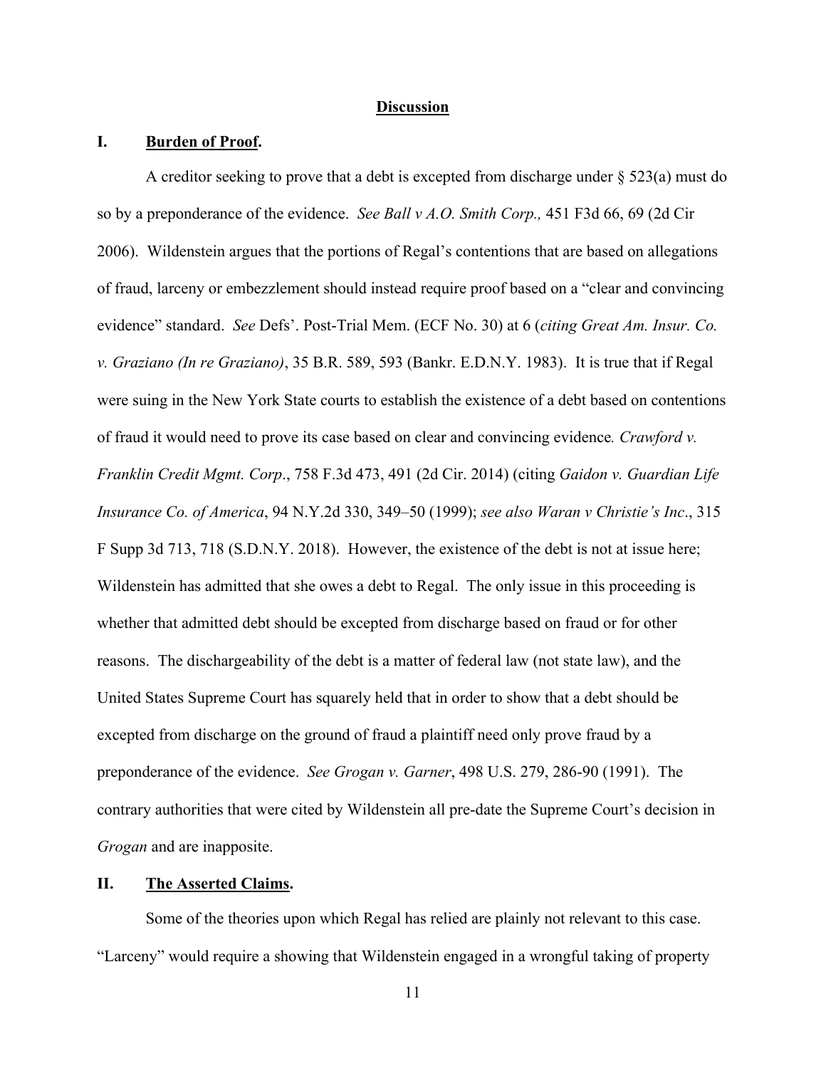## Discussion

### I. **Burden of Proof.**

A creditor seeking to prove that a debt is excepted from discharge under § 523(a) must do so by a preponderance of the evidence. *See Ball v A.O. Smith Corp.,* 451 F3d 66, 69 (2d Cir 2006). Wildenstein argues that the portions of Regal's contentions that are based on allegations of fraud, larceny or embezzlement should instead require proof based on a "clear and convincing evidence" standard. *See* Defs'. Post-Trial Mem. (ECF No. 30) at 6 (*citing Great Am. Insur. Co. v. Graziano (In re Graziano)*, 35 B.R. 589, 593 (Bankr. E.D.N.Y. 1983). It is true that if Regal were suing in the New York State courts to establish the existence of a debt based on contentions of fraud it would need to prove its case based on clear and convincing evidence*. Crawford v. Franklin Credit Mgmt. Corp*., 758 F.3d 473, 491 (2d Cir. 2014) (citing *Gaidon v. Guardian Life Insurance Co. of America*, 94 N.Y.2d 330, 349–50 (1999); *see also Waran v Christie's Inc*., 315 F Supp 3d 713, 718 (S.D.N.Y. 2018). However, the existence of the debt is not at issue here; Wildenstein has admitted that she owes a debt to Regal. The only issue in this proceeding is whether that admitted debt should be excepted from discharge based on fraud or for other reasons. The dischargeability of the debt is a matter of federal law (not state law), and the United States Supreme Court has squarely held that in order to show that a debt should be excepted from discharge on the ground of fraud a plaintiff need only prove fraud by a preponderance of the evidence. *See Grogan v. Garner*, 498 U.S. 279, 286-90 (1991). The contrary authorities that were cited by Wildenstein all pre-date the Supreme Court's decision in *Grogan* and are inapposite.

### II. **The Asserted Claims.**

Some of the theories upon which Regal has relied are plainly not relevant to this case. "Larceny" would require a showing that Wildenstein engaged in a wrongful taking of property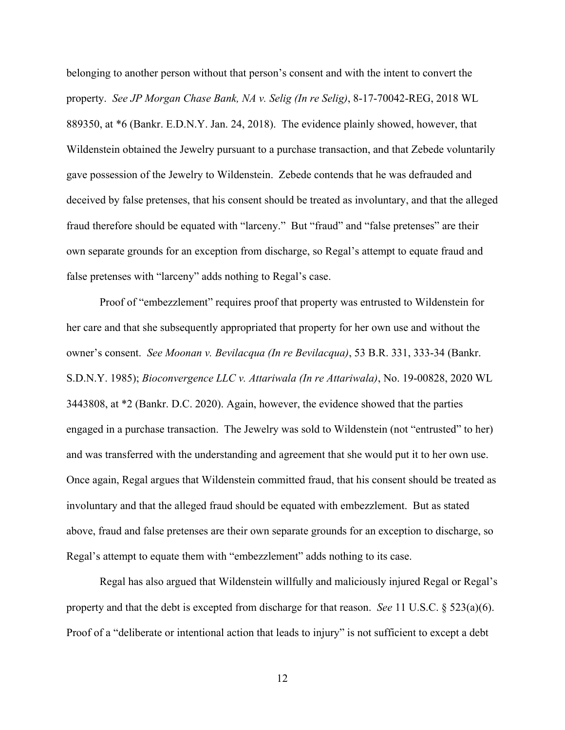belonging to another person without that person's consent and with the intent to convert the property. *See JP Morgan Chase Bank, NA v. Selig (In re Selig)*, 8-17-70042-REG, 2018 WL 889350, at *6 (Bankr. E.D.N.Y. Jan. 24, 2018). The evidence plainly showed, however, that Wildenstein obtained the Jewelry pursuant to a purchase transaction, and that Zebede voluntarily gave possession of the Jewelry to Wildenstein. Zebede contends that he was defrauded and deceived by false pretenses, that his consent should be treated as involuntary, and that the alleged fraud therefore should be equated with "larceny." But "fraud" and "false pretenses" are their own separate grounds for an exception from discharge, so Regal's attempt to equate fraud and false pretenses with "larceny" adds nothing to Regal's case.

Proof of "embezzlement" requires proof that property was entrusted to Wildenstein for her care and that she subsequently appropriated that property for her own use and without the owner's consent. *See Moonan v. Bevilacqua (In re Bevilacqua)*, 53 B.R. 331, 333-34 (Bankr. S.D.N.Y. 1985); *Bioconvergence LLC v. Attariwala (In re Attariwala)*, No. 19-00828, 2020 WL 3443808, at *2 (Bankr. D.C. 2020). Again, however, the evidence showed that the parties engaged in a purchase transaction. The Jewelry was sold to Wildenstein (not "entrusted" to her) and was transferred with the understanding and agreement that she would put it to her own use. Once again, Regal argues that Wildenstein committed fraud, that his consent should be treated as involuntary and that the alleged fraud should be equated with embezzlement. But as stated above, fraud and false pretenses are their own separate grounds for an exception to discharge, so Regal's attempt to equate them with "embezzlement" adds nothing to its case.

Regal has also argued that Wildenstein willfully and maliciously injured Regal or Regal's property and that the debt is excepted from discharge for that reason. *See* 11 U.S.C. § 523(a)(6). Proof of a "deliberate or intentional action that leads to injury" is not sufficient to except a debt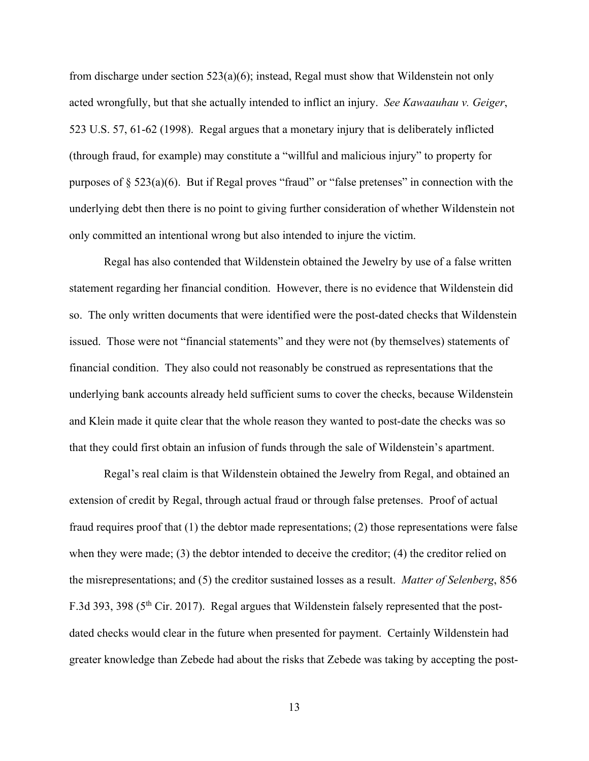from discharge under section 523(a)(6); instead, Regal must show that Wildenstein not only acted wrongfully, but that she actually intended to inflict an injury. *See Kawaauhau v. Geiger*, 523 U.S. 57, 61-62 (1998). Regal argues that a monetary injury that is deliberately inflicted (through fraud, for example) may constitute a "willful and malicious injury" to property for purposes of § 523(a)(6). But if Regal proves "fraud" or "false pretenses" in connection with the underlying debt then there is no point to giving further consideration of whether Wildenstein not only committed an intentional wrong but also intended to injure the victim.

Regal has also contended that Wildenstein obtained the Jewelry by use of a false written statement regarding her financial condition. However, there is no evidence that Wildenstein did so. The only written documents that were identified were the post-dated checks that Wildenstein issued. Those were not "financial statements" and they were not (by themselves) statements of financial condition. They also could not reasonably be construed as representations that the underlying bank accounts already held sufficient sums to cover the checks, because Wildenstein and Klein made it quite clear that the whole reason they wanted to post-date the checks was so that they could first obtain an infusion of funds through the sale of Wildenstein's apartment.

Regal's real claim is that Wildenstein obtained the Jewelry from Regal, and obtained an extension of credit by Regal, through actual fraud or through false pretenses. Proof of actual fraud requires proof that (1) the debtor made representations; (2) those representations were false when they were made; (3) the debtor intended to deceive the creditor; (4) the creditor relied on the misrepresentations; and (5) the creditor sustained losses as a result. *Matter of Selenberg*, 856 F.3d 393, 398 (5th Cir. 2017). Regal argues that Wildenstein falsely represented that the post-dated checks would clear in the future when presented for payment. Certainly Wildenstein had greater knowledge than Zebede had about the risks that Zebede was taking by accepting the post-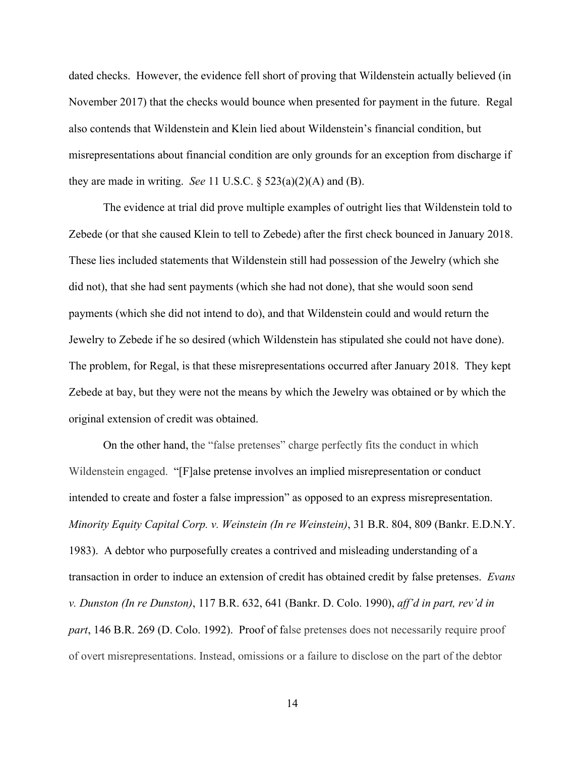dated checks. However, the evidence fell short of proving that Wildenstein actually believed (in November 2017) that the checks would bounce when presented for payment in the future. Regal also contends that Wildenstein and Klein lied about Wildenstein's financial condition, but misrepresentations about financial condition are only grounds for an exception from discharge if they are made in writing. *See* 11 U.S.C. § 523(a)(2)(A) and (B).

The evidence at trial did prove multiple examples of outright lies that Wildenstein told to Zebede (or that she caused Klein to tell to Zebede) after the first check bounced in January 2018. These lies included statements that Wildenstein still had possession of the Jewelry (which she did not), that she had sent payments (which she had not done), that she would soon send payments (which she did not intend to do), and that Wildenstein could and would return the Jewelry to Zebede if he so desired (which Wildenstein has stipulated she could not have done). The problem, for Regal, is that these misrepresentations occurred after January 2018. They kept Zebede at bay, but they were not the means by which the Jewelry was obtained or by which the original extension of credit was obtained.

On the other hand, the "false pretenses" charge perfectly fits the conduct in which Wildenstein engaged. "[F]alse pretense involves an implied misrepresentation or conduct intended to create and foster a false impression" as opposed to an express misrepresentation. *Minority Equity Capital Corp. v. Weinstein (In re Weinstein)*, 31 B.R. 804, 809 (Bankr. E.D.N.Y. 1983). A debtor who purposefully creates a contrived and misleading understanding of a transaction in order to induce an extension of credit has obtained credit by false pretenses. *Evans v. Dunston (In re Dunston)*, 117 B.R. 632, 641 (Bankr. D. Colo. 1990), *aff'd in part, rev'd in part*, 146 B.R. 269 (D. Colo. 1992). Proof of false pretenses does not necessarily require proof of overt misrepresentations. Instead, omissions or a failure to disclose on the part of the debtor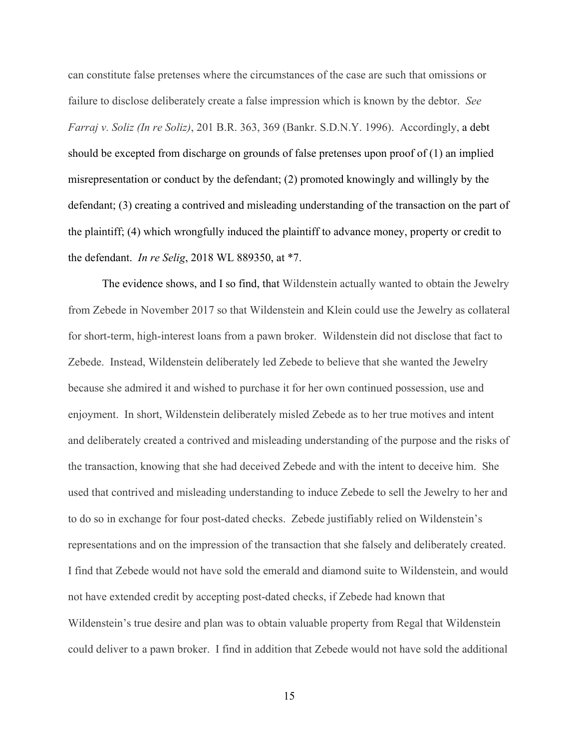can constitute false pretenses where the circumstances of the case are such that omissions or failure to disclose deliberately create a false impression which is known by the debtor. *See Farraj v. Soliz (In re Soliz)*, 201 B.R. 363, 369 (Bankr. S.D.N.Y. 1996). Accordingly, a debt should be excepted from discharge on grounds of false pretenses upon proof of (1) an implied misrepresentation or conduct by the defendant; (2) promoted knowingly and willingly by the defendant; (3) creating a contrived and misleading understanding of the transaction on the part of the plaintiff; (4) which wrongfully induced the plaintiff to advance money, property or credit to the defendant. *In re Selig*, 2018 WL 889350, at *7.

The evidence shows, and I so find, that Wildenstein actually wanted to obtain the Jewelry from Zebede in November 2017 so that Wildenstein and Klein could use the Jewelry as collateral for short-term, high-interest loans from a pawn broker. Wildenstein did not disclose that fact to Zebede. Instead, Wildenstein deliberately led Zebede to believe that she wanted the Jewelry because she admired it and wished to purchase it for her own continued possession, use and enjoyment. In short, Wildenstein deliberately misled Zebede as to her true motives and intent and deliberately created a contrived and misleading understanding of the purpose and the risks of the transaction, knowing that she had deceived Zebede and with the intent to deceive him. She used that contrived and misleading understanding to induce Zebede to sell the Jewelry to her and to do so in exchange for four post-dated checks. Zebede justifiably relied on Wildenstein's representations and on the impression of the transaction that she falsely and deliberately created. I find that Zebede would not have sold the emerald and diamond suite to Wildenstein, and would not have extended credit by accepting post-dated checks, if Zebede had known that Wildenstein's true desire and plan was to obtain valuable property from Regal that Wildenstein could deliver to a pawn broker. I find in addition that Zebede would not have sold the additional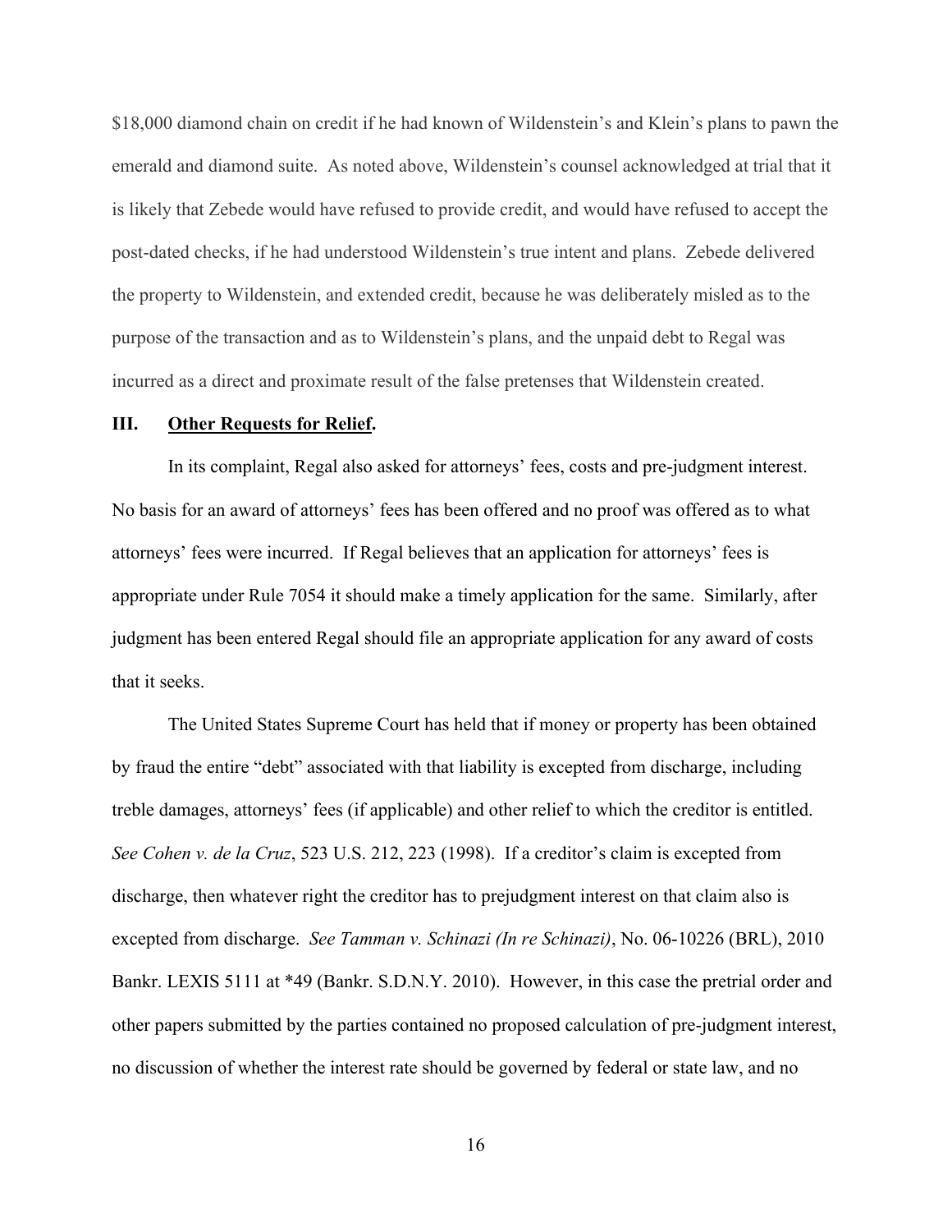$18,000 diamond chain on credit if he had known of Wildenstein's and Klein's plans to pawn the emerald and diamond suite. As noted above, Wildenstein's counsel acknowledged at trial that it is likely that Zebede would have refused to provide credit, and would have refused to accept the post-dated checks, if he had understood Wildenstein's true intent and plans. Zebede delivered the property to Wildenstein, and extended credit, because he was deliberately misled as to the purpose of the transaction and as to Wildenstein's plans, and the unpaid debt to Regal was incurred as a direct and proximate result of the false pretenses that Wildenstein created.

## III. <u>Other Requests for Relief</u>.

In its complaint, Regal also asked for attorneys' fees, costs and pre-judgment interest. No basis for an award of attorneys' fees has been offered and no proof was offered as to what attorneys' fees were incurred. If Regal believes that an application for attorneys' fees is appropriate under Rule 7054 it should make a timely application for the same. Similarly, after judgment has been entered Regal should file an appropriate application for any award of costs that it seeks.

The United States Supreme Court has held that if money or property has been obtained by fraud the entire "debt" associated with that liability is excepted from discharge, including treble damages, attorneys' fees (if applicable) and other relief to which the creditor is entitled. *See Cohen v. de la Cruz*, 523 U.S. 212, 223 (1998). If a creditor's claim is excepted from discharge, then whatever right the creditor has to prejudgment interest on that claim also is excepted from discharge. *See Tamman v. Schinazi (In re Schinazi)*, No. 06-10226 (BRL), 2010 Bankr. LEXIS 5111 at *49 (Bankr. S.D.N.Y. 2010). However, in this case the pretrial order and other papers submitted by the parties contained no proposed calculation of pre-judgment interest, no discussion of whether the interest rate should be governed by federal or state law, and no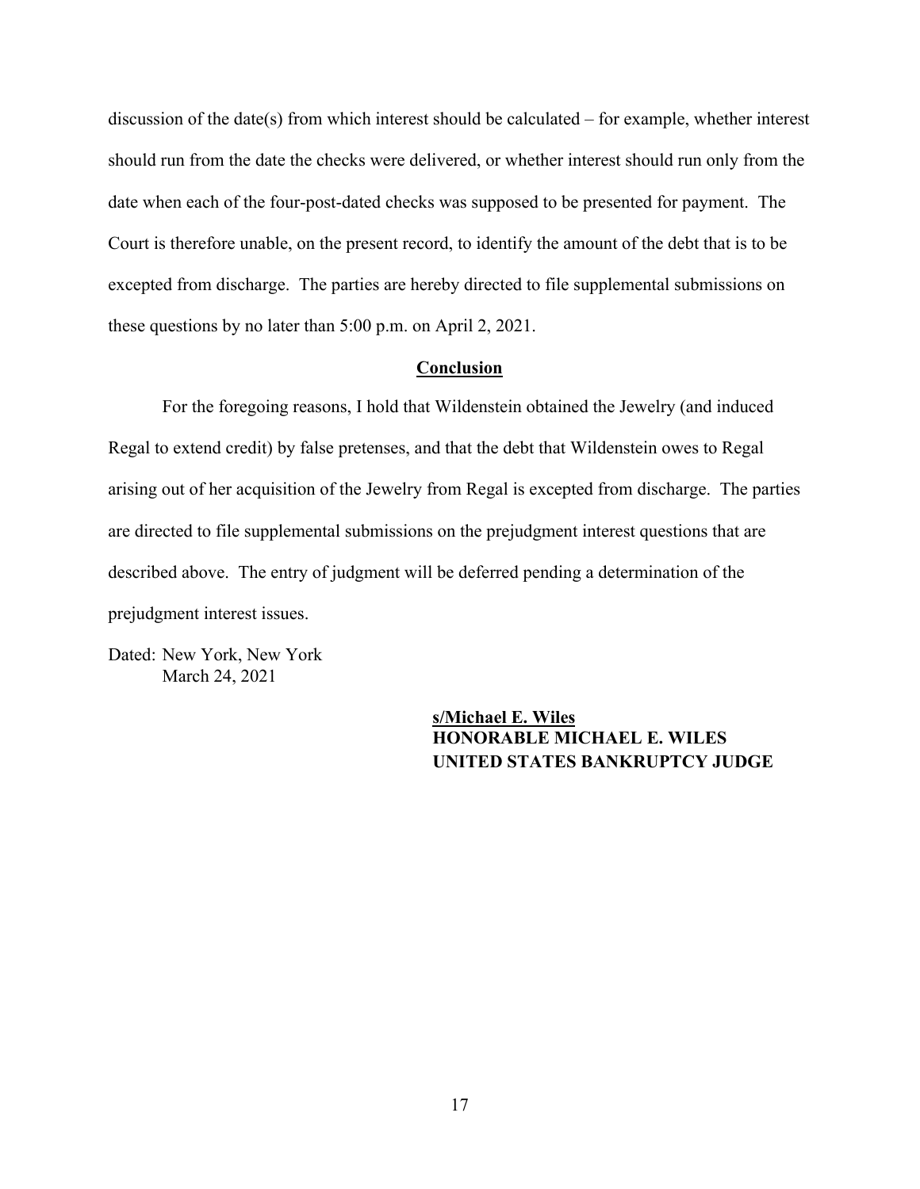discussion of the date(s) from which interest should be calculated – for example, whether interest should run from the date the checks were delivered, or whether interest should run only from the date when each of the four-post-dated checks was supposed to be presented for payment. The Court is therefore unable, on the present record, to identify the amount of the debt that is to be excepted from discharge. The parties are hereby directed to file supplemental submissions on these questions by no later than 5:00 p.m. on April 2, 2021.

## Conclusion

For the foregoing reasons, I hold that Wildenstein obtained the Jewelry (and induced Regal to extend credit) by false pretenses, and that the debt that Wildenstein owes to Regal arising out of her acquisition of the Jewelry from Regal is excepted from discharge. The parties are directed to file supplemental submissions on the prejudgment interest questions that are described above. The entry of judgment will be deferred pending a determination of the prejudgment interest issues.

Dated: New York, New York
March 24, 2021

**s/Michael E. Wiles**
**HONORABLE MICHAEL E. WILES**
**UNITED STATES BANKRUPTCY JUDGE**